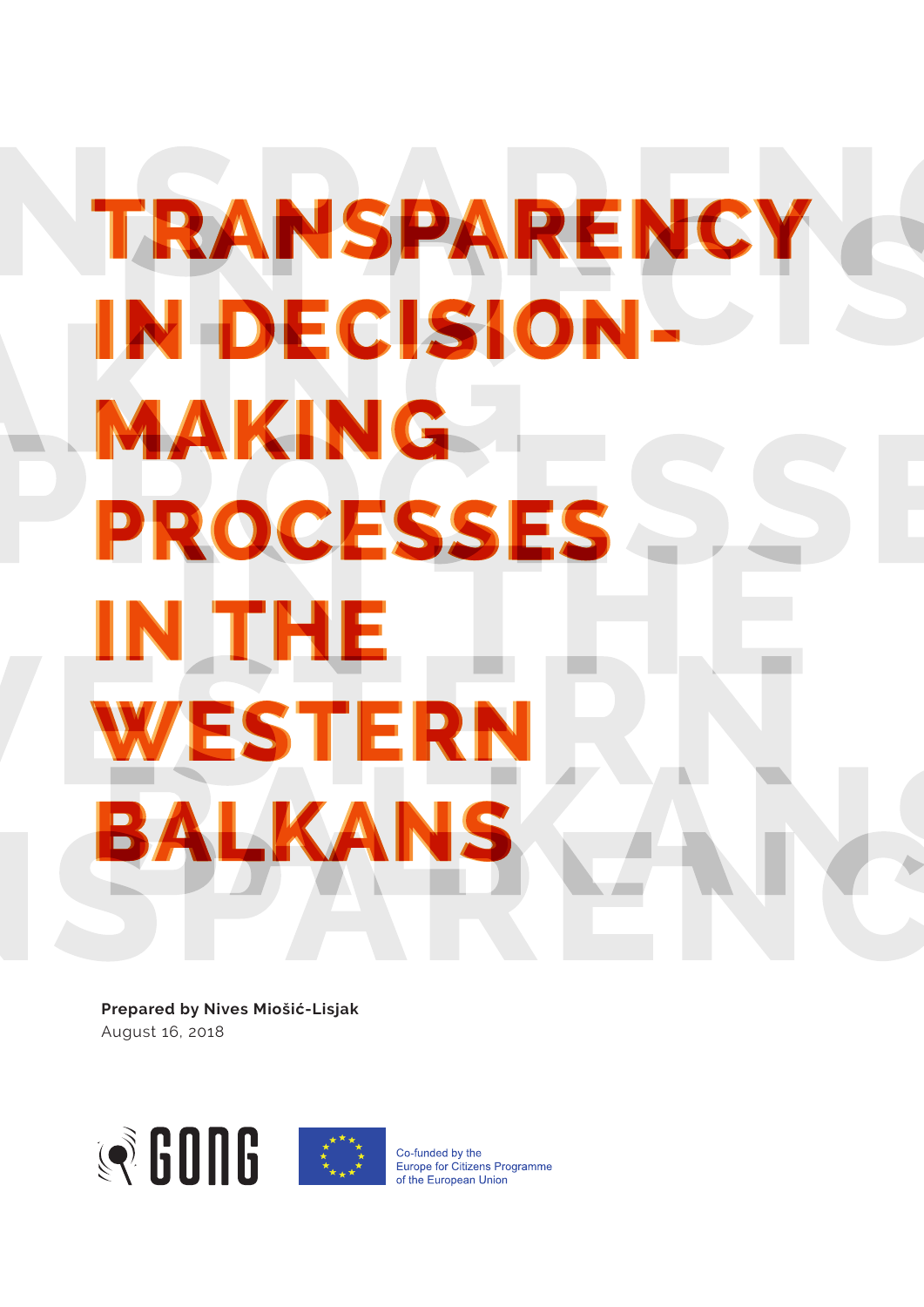# TRANSPARENCY IN DECISION-MAKING PROCESSES IN THE WESTERN BALKANS

**Prepared by Nives Miošić-Lisjak**
August 16, 2018

GONG

Co-funded by the Europe for Citizens Programme of the European Union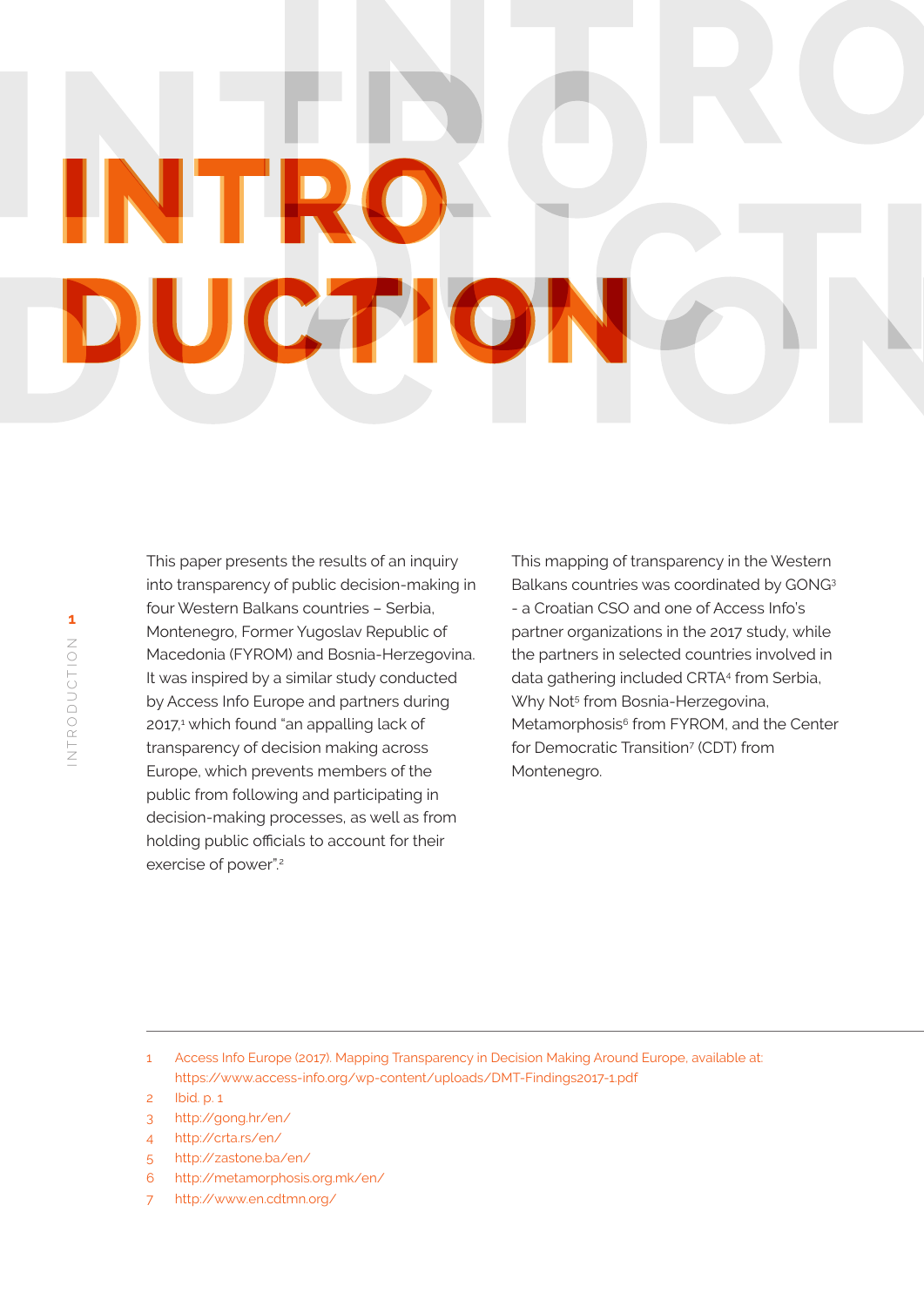# INTRODUCTION

This paper presents the results of an inquiry into transparency of public decision-making in four Western Balkans countries – Serbia, Montenegro, Former Yugoslav Republic of Macedonia (FYROM) and Bosnia-Herzegovina. It was inspired by a similar study conducted by Access Info Europe and partners during 2017,[1] which found "an appalling lack of transparency of decision making across Europe, which prevents members of the public from following and participating in decision-making processes, as well as from holding public officials to account for their exercise of power".[2]

This mapping of transparency in the Western Balkans countries was coordinated by GONG[3] - a Croatian CSO and one of Access Info's partner organizations in the 2017 study, while the partners in selected countries involved in data gathering included CRTA[4] from Serbia, Why Not[5] from Bosnia-Herzegovina, Metamorphosis[6] from FYROM, and the Center for Democratic Transition[7] (CDT) from Montenegro.

---

1 Access Info Europe (2017). Mapping Transparency in Decision Making Around Europe, available at: https://www.access-info.org/wp-content/uploads/DMT-Findings2017-1.pdf

2 Ibid. p. 1

3 http://gong.hr/en/

4 http://crta.rs/en/

5 http://zastone.ba/en/

6 http://metamorphosis.org.mk/en/

7 http://www.en.cdtmn.org/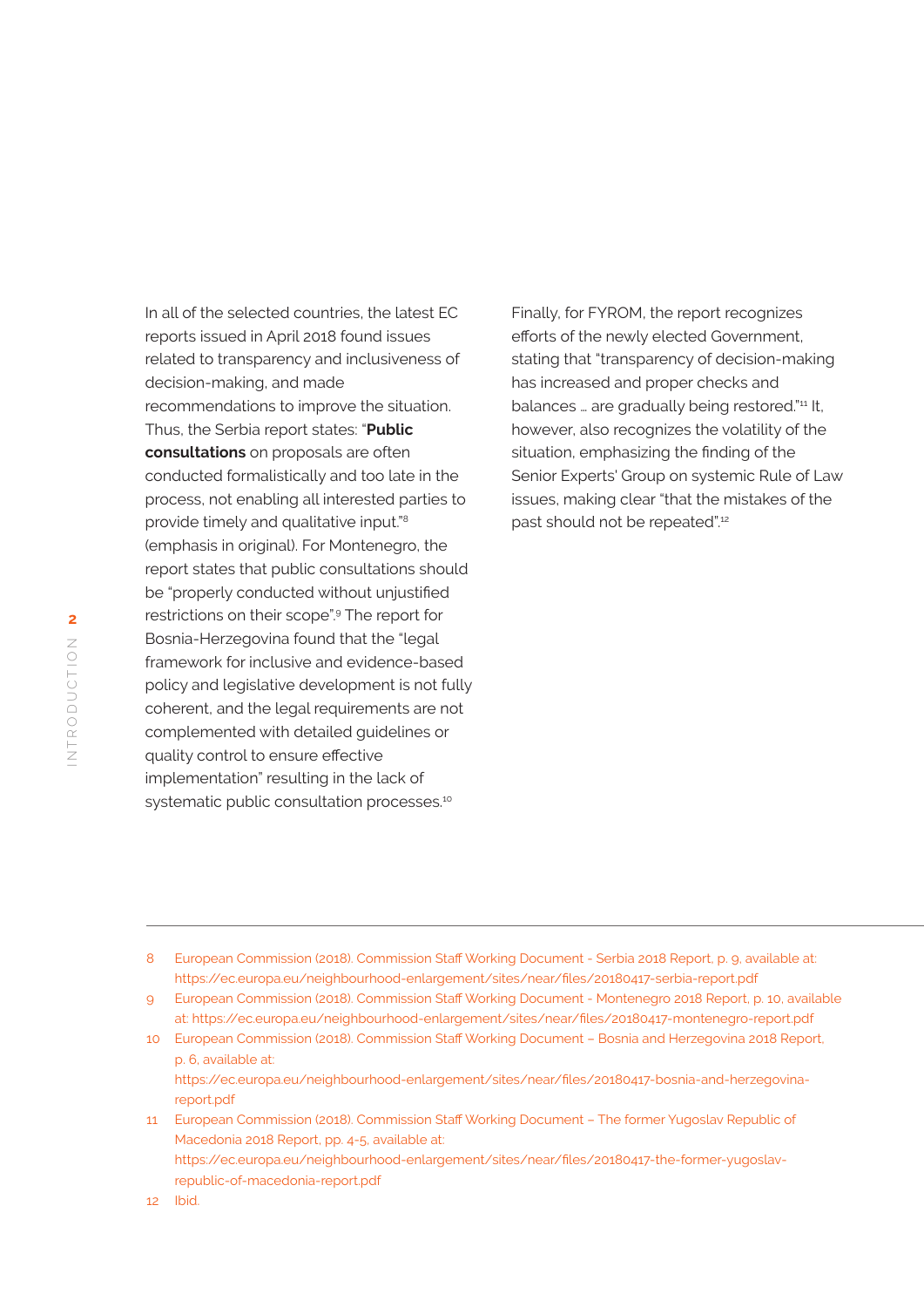In all of the selected countries, the latest EC reports issued in April 2018 found issues related to transparency and inclusiveness of decision-making, and made recommendations to improve the situation. Thus, the Serbia report states: "**Public consultations** on proposals are often conducted formalistically and too late in the process, not enabling all interested parties to provide timely and qualitative input."[8] (emphasis in original). For Montenegro, the report states that public consultations should be "properly conducted without unjustified restrictions on their scope".[9] The report for Bosnia-Herzegovina found that the "legal framework for inclusive and evidence-based policy and legislative development is not fully coherent, and the legal requirements are not complemented with detailed guidelines or quality control to ensure effective implementation" resulting in the lack of systematic public consultation processes.[10]

Finally, for FYROM, the report recognizes efforts of the newly elected Government, stating that "transparency of decision-making has increased and proper checks and balances … are gradually being restored."[11] It, however, also recognizes the volatility of the situation, emphasizing the finding of the Senior Experts' Group on systemic Rule of Law issues, making clear "that the mistakes of the past should not be repeated".[12]

---

8 European Commission (2018). Commission Staff Working Document - Serbia 2018 Report, p. 9, available at: https://ec.europa.eu/neighbourhood-enlargement/sites/near/files/20180417-serbia-report.pdf

9 European Commission (2018). Commission Staff Working Document - Montenegro 2018 Report, p. 10, available at: https://ec.europa.eu/neighbourhood-enlargement/sites/near/files/20180417-montenegro-report.pdf

10 European Commission (2018). Commission Staff Working Document – Bosnia and Herzegovina 2018 Report, p. 6, available at: https://ec.europa.eu/neighbourhood-enlargement/sites/near/files/20180417-bosnia-and-herzegovina-report.pdf

11 European Commission (2018). Commission Staff Working Document – The former Yugoslav Republic of Macedonia 2018 Report, pp. 4-5, available at: https://ec.europa.eu/neighbourhood-enlargement/sites/near/files/20180417-the-former-yugoslav-republic-of-macedonia-report.pdf

12 Ibid.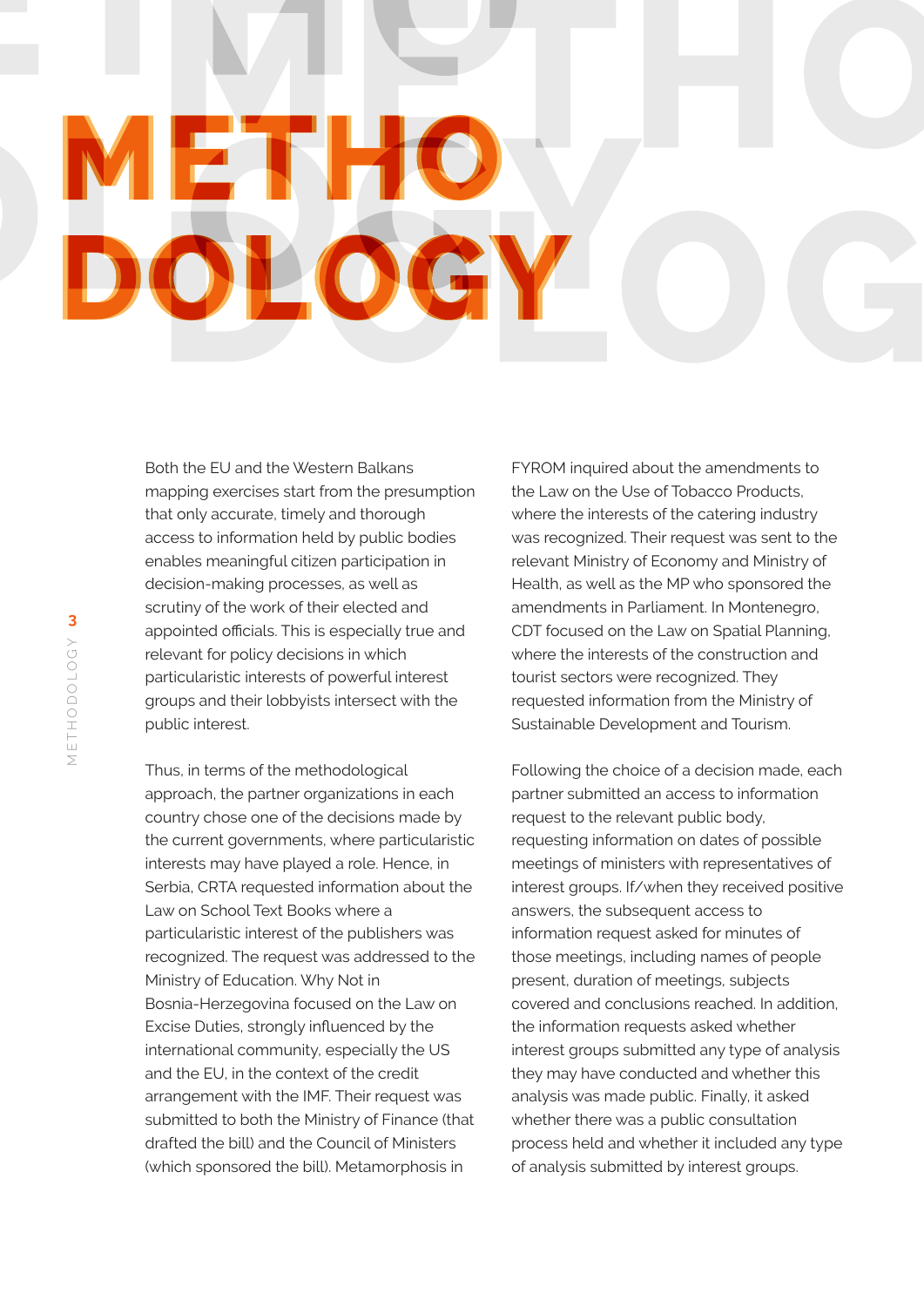# METHODOLOGY

Both the EU and the Western Balkans mapping exercises start from the presumption that only accurate, timely and thorough access to information held by public bodies enables meaningful citizen participation in decision-making processes, as well as scrutiny of the work of their elected and appointed officials. This is especially true and relevant for policy decisions in which particularistic interests of powerful interest groups and their lobbyists intersect with the public interest.

Thus, in terms of the methodological approach, the partner organizations in each country chose one of the decisions made by the current governments, where particularistic interests may have played a role. Hence, in Serbia, CRTA requested information about the Law on School Text Books where a particularistic interest of the publishers was recognized. The request was addressed to the Ministry of Education. Why Not in Bosnia-Herzegovina focused on the Law on Excise Duties, strongly influenced by the international community, especially the US and the EU, in the context of the credit arrangement with the IMF. Their request was submitted to both the Ministry of Finance (that drafted the bill) and the Council of Ministers (which sponsored the bill). Metamorphosis in FYROM inquired about the amendments to the Law on the Use of Tobacco Products, where the interests of the catering industry was recognized. Their request was sent to the relevant Ministry of Economy and Ministry of Health, as well as the MP who sponsored the amendments in Parliament. In Montenegro, CDT focused on the Law on Spatial Planning, where the interests of the construction and tourist sectors were recognized. They requested information from the Ministry of Sustainable Development and Tourism.

Following the choice of a decision made, each partner submitted an access to information request to the relevant public body, requesting information on dates of possible meetings of ministers with representatives of interest groups. If/when they received positive answers, the subsequent access to information request asked for minutes of those meetings, including names of people present, duration of meetings, subjects covered and conclusions reached. In addition, the information requests asked whether interest groups submitted any type of analysis they may have conducted and whether this analysis was made public. Finally, it asked whether there was a public consultation process held and whether it included any type of analysis submitted by interest groups.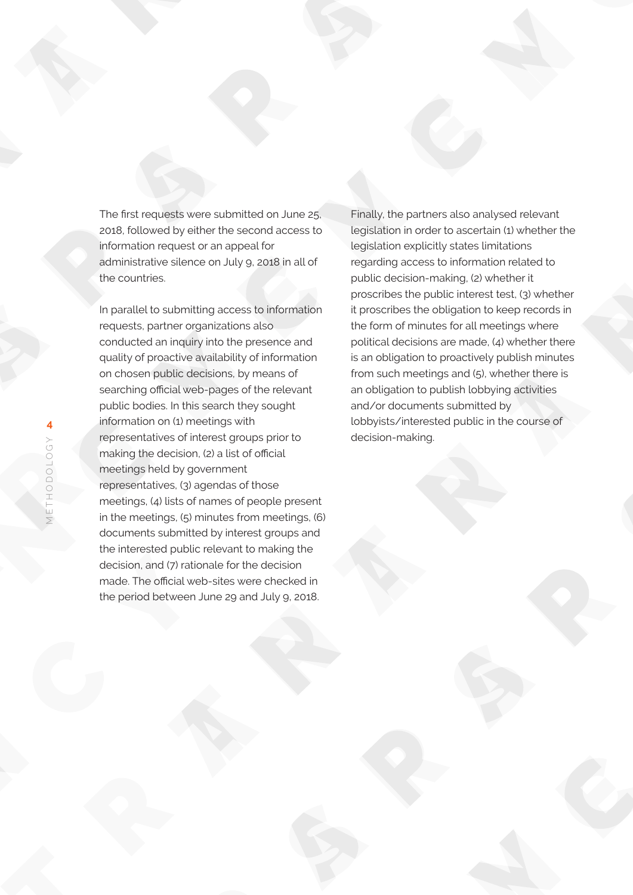The first requests were submitted on June 25, 2018, followed by either the second access to information request or an appeal for administrative silence on July 9, 2018 in all of the countries.

In parallel to submitting access to information requests, partner organizations also conducted an inquiry into the presence and quality of proactive availability of information on chosen public decisions, by means of searching official web-pages of the relevant public bodies. In this search they sought information on (1) meetings with representatives of interest groups prior to making the decision, (2) a list of official meetings held by government representatives, (3) agendas of those meetings, (4) lists of names of people present in the meetings, (5) minutes from meetings, (6) documents submitted by interest groups and the interested public relevant to making the decision, and (7) rationale for the decision made. The official web-sites were checked in the period between June 29 and July 9, 2018.

Finally, the partners also analysed relevant legislation in order to ascertain (1) whether the legislation explicitly states limitations regarding access to information related to public decision-making, (2) whether it proscribes the public interest test, (3) whether it proscribes the obligation to keep records in the form of minutes for all meetings where political decisions are made, (4) whether there is an obligation to proactively publish minutes from such meetings and (5), whether there is an obligation to publish lobbying activities and/or documents submitted by lobbyists/interested public in the course of decision-making.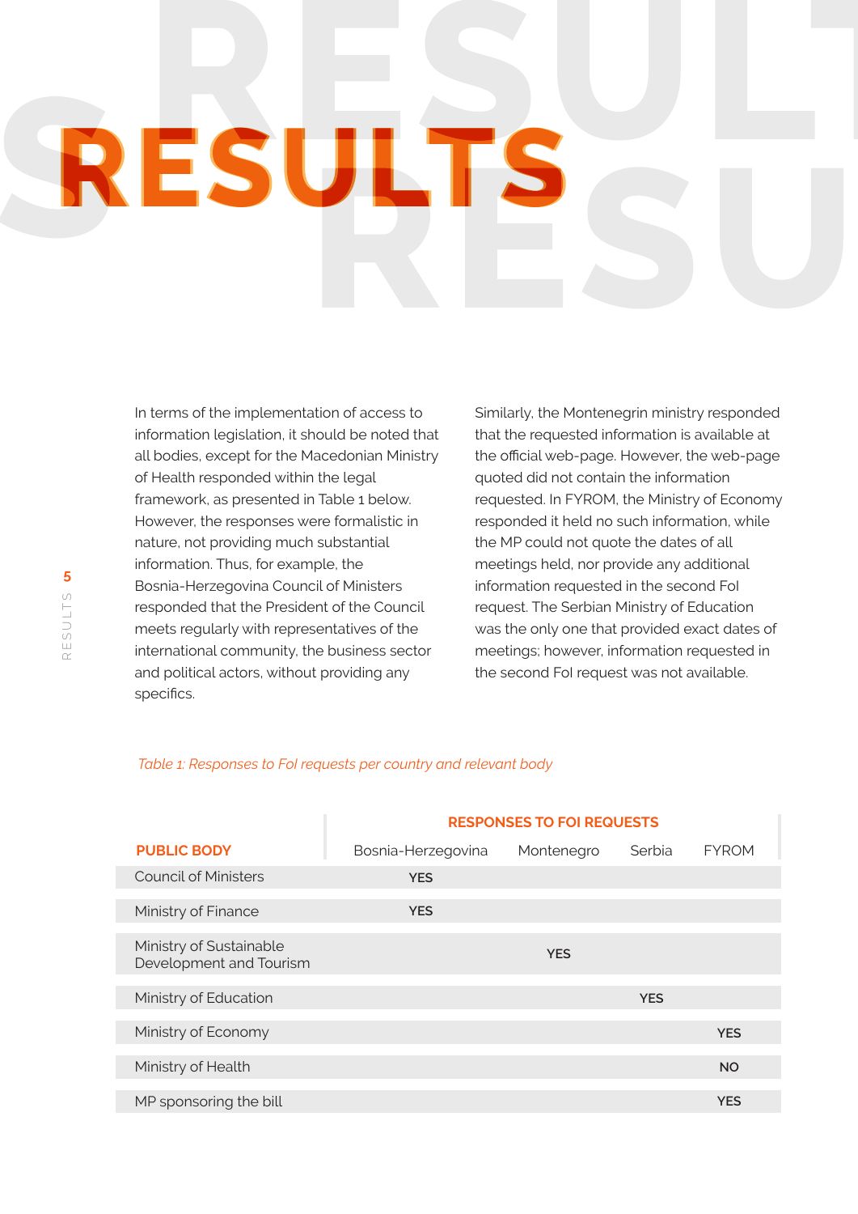# RESULTS

In terms of the implementation of access to information legislation, it should be noted that all bodies, except for the Macedonian Ministry of Health responded within the legal framework, as presented in Table 1 below. However, the responses were formalistic in nature, not providing much substantial information. Thus, for example, the Bosnia-Herzegovina Council of Ministers responded that the President of the Council meets regularly with representatives of the international community, the business sector and political actors, without providing any specifics.

Similarly, the Montenegrin ministry responded that the requested information is available at the official web-page. However, the web-page quoted did not contain the information requested. In FYROM, the Ministry of Economy responded it held no such information, while the MP could not quote the dates of all meetings held, nor provide any additional information requested in the second FoI request. The Serbian Ministry of Education was the only one that provided exact dates of meetings; however, information requested in the second FoI request was not available.

*Table 1: Responses to FoI requests per country and relevant body*

| PUBLIC BODY | RESPONSES TO FOI REQUESTS | | | |
|---|---|---|---|---|
| | Bosnia-Herzegovina | Montenegro | Serbia | FYROM |
| Council of Ministers | YES | | | |
| Ministry of Finance | YES | | | |
| Ministry of Sustainable Development and Tourism | | YES | | |
| Ministry of Education | | | YES | |
| Ministry of Economy | | | | YES |
| Ministry of Health | | | | NO |
| MP sponsoring the bill | | | | YES |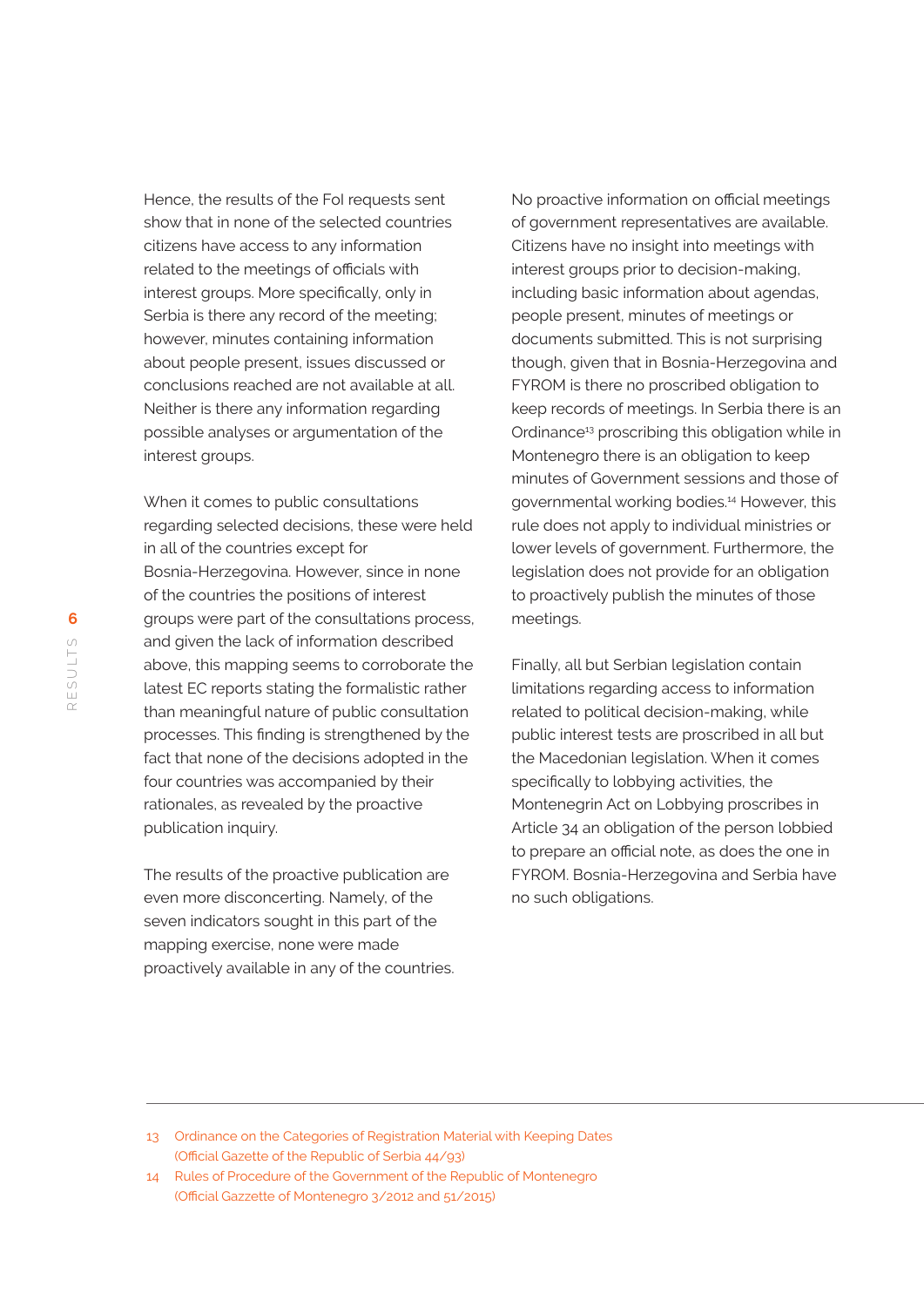Hence, the results of the FoI requests sent show that in none of the selected countries citizens have access to any information related to the meetings of officials with interest groups. More specifically, only in Serbia is there any record of the meeting; however, minutes containing information about people present, issues discussed or conclusions reached are not available at all. Neither is there any information regarding possible analyses or argumentation of the interest groups.

When it comes to public consultations regarding selected decisions, these were held in all of the countries except for Bosnia-Herzegovina. However, since in none of the countries the positions of interest groups were part of the consultations process, and given the lack of information described above, this mapping seems to corroborate the latest EC reports stating the formalistic rather than meaningful nature of public consultation processes. This finding is strengthened by the fact that none of the decisions adopted in the four countries was accompanied by their rationales, as revealed by the proactive publication inquiry.

The results of the proactive publication are even more disconcerting. Namely, of the seven indicators sought in this part of the mapping exercise, none were made proactively available in any of the countries.

No proactive information on official meetings of government representatives are available. Citizens have no insight into meetings with interest groups prior to decision-making, including basic information about agendas, people present, minutes of meetings or documents submitted. This is not surprising though, given that in Bosnia-Herzegovina and FYROM is there no proscribed obligation to keep records of meetings. In Serbia there is an Ordinance[13] proscribing this obligation while in Montenegro there is an obligation to keep minutes of Government sessions and those of governmental working bodies.[14] However, this rule does not apply to individual ministries or lower levels of government. Furthermore, the legislation does not provide for an obligation to proactively publish the minutes of those meetings.

Finally, all but Serbian legislation contain limitations regarding access to information related to political decision-making, while public interest tests are proscribed in all but the Macedonian legislation. When it comes specifically to lobbying activities, the Montenegrin Act on Lobbying proscribes in Article 34 an obligation of the person lobbied to prepare an official note, as does the one in FYROM. Bosnia-Herzegovina and Serbia have no such obligations.

---

13 Ordinance on the Categories of Registration Material with Keeping Dates (Official Gazette of the Republic of Serbia 44/93)

14 Rules of Procedure of the Government of the Republic of Montenegro (Official Gazzette of Montenegro 3/2012 and 51/2015)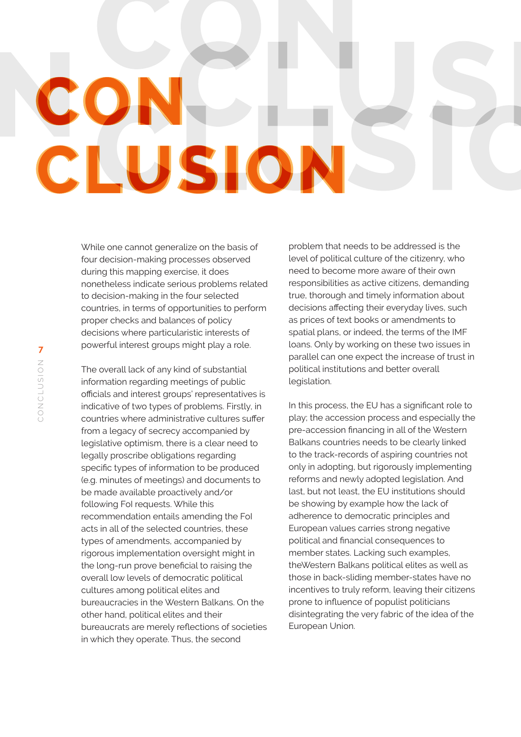# CONCLUSION

While one cannot generalize on the basis of four decision-making processes observed during this mapping exercise, it does nonetheless indicate serious problems related to decision-making in the four selected countries, in terms of opportunities to perform proper checks and balances of policy decisions where particularistic interests of powerful interest groups might play a role.

The overall lack of any kind of substantial information regarding meetings of public officials and interest groups' representatives is indicative of two types of problems. Firstly, in countries where administrative cultures suffer from a legacy of secrecy accompanied by legislative optimism, there is a clear need to legally proscribe obligations regarding specific types of information to be produced (e.g. minutes of meetings) and documents to be made available proactively and/or following FoI requests. While this recommendation entails amending the FoI acts in all of the selected countries, these types of amendments, accompanied by rigorous implementation oversight might in the long-run prove beneficial to raising the overall low levels of democratic political cultures among political elites and bureaucracies in the Western Balkans. On the other hand, political elites and their bureaucrats are merely reflections of societies in which they operate. Thus, the second problem that needs to be addressed is the level of political culture of the citizenry, who need to become more aware of their own responsibilities as active citizens, demanding true, thorough and timely information about decisions affecting their everyday lives, such as prices of text books or amendments to spatial plans, or indeed, the terms of the IMF loans. Only by working on these two issues in parallel can one expect the increase of trust in political institutions and better overall legislation.

In this process, the EU has a significant role to play; the accession process and especially the pre-accession financing in all of the Western Balkans countries needs to be clearly linked to the track-records of aspiring countries not only in adopting, but rigorously implementing reforms and newly adopted legislation. And last, but not least, the EU institutions should be showing by example how the lack of adherence to democratic principles and European values carries strong negative political and financial consequences to member states. Lacking such examples, theWestern Balkans political elites as well as those in back-sliding member-states have no incentives to truly reform, leaving their citizens prone to influence of populist politicians disintegrating the very fabric of the idea of the European Union.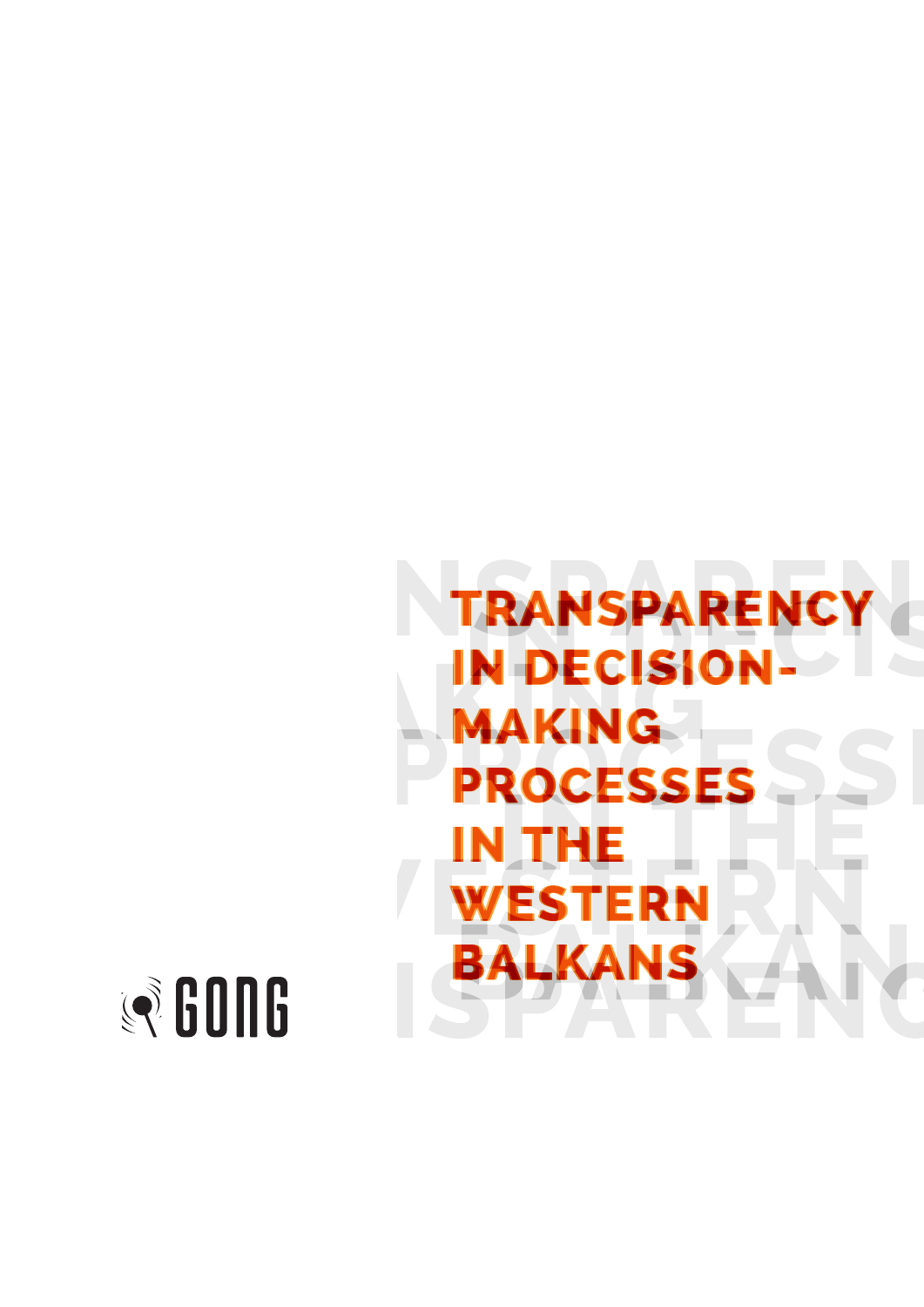# TRANSPARENCY IN DECISION-MAKING PROCESSES IN THE WESTERN BALKANS

GONG